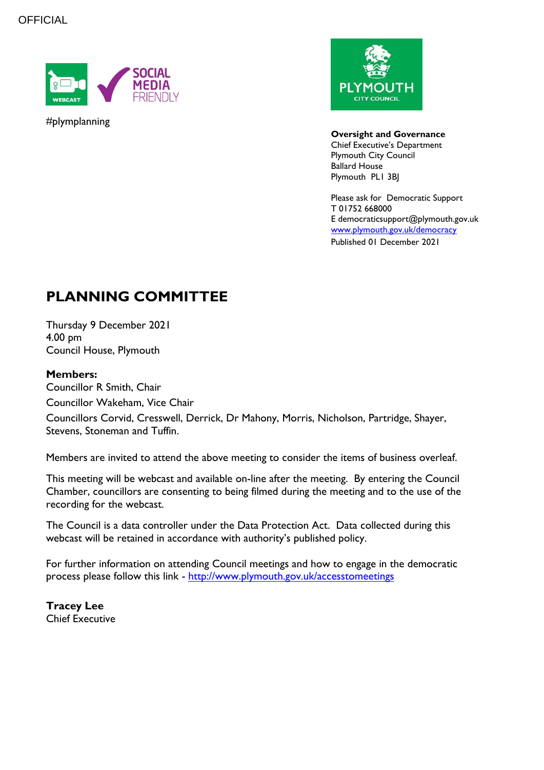OFFICIAL

#plymplanning

**Oversight and Governance**
Chief Executive's Department
Plymouth City Council
Ballard House
Plymouth PL1 3BJ

Please ask for Democratic Support
T 01752 668000
E democraticsupport@plymouth.gov.uk
[www.plymouth.gov.uk/democracy](http://www.plymouth.gov.uk/democracy)
Published 01 December 2021

# PLANNING COMMITTEE

Thursday 9 December 2021
4.00 pm
Council House, Plymouth

**Members:**

Councillor R Smith, Chair

Councillor Wakeham, Vice Chair

Councillors Corvid, Cresswell, Derrick, Dr Mahony, Morris, Nicholson, Partridge, Shayer, Stevens, Stoneman and Tuffin.

Members are invited to attend the above meeting to consider the items of business overleaf.

This meeting will be webcast and available on-line after the meeting. By entering the Council Chamber, councillors are consenting to being filmed during the meeting and to the use of the recording for the webcast.

The Council is a data controller under the Data Protection Act. Data collected during this webcast will be retained in accordance with authority's published policy.

For further information on attending Council meetings and how to engage in the democratic process please follow this link - [http://www.plymouth.gov.uk/accesstomeetings](http://www.plymouth.gov.uk/accesstomeetings)

**Tracey Lee**
Chief Executive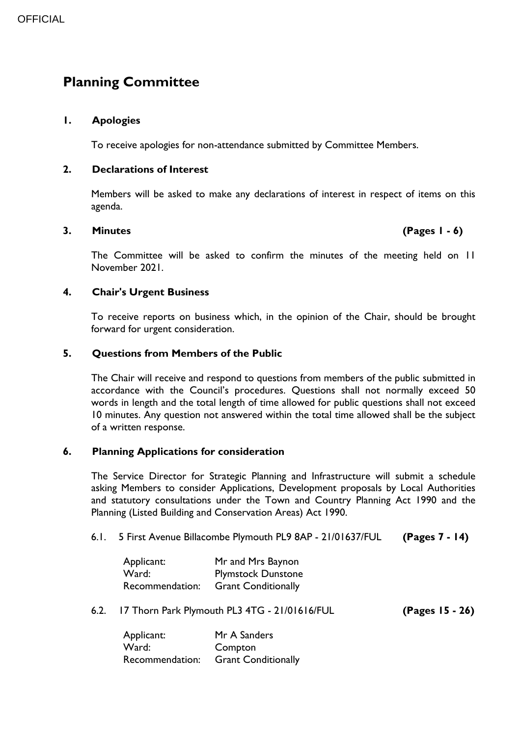# Planning Committee

## 1. Apologies

To receive apologies for non-attendance submitted by Committee Members.

## 2. Declarations of Interest

Members will be asked to make any declarations of interest in respect of items on this agenda.

## 3. Minutes **(Pages 1 - 6)**

The Committee will be asked to confirm the minutes of the meeting held on 11 November 2021.

## 4. Chair's Urgent Business

To receive reports on business which, in the opinion of the Chair, should be brought forward for urgent consideration.

## 5. Questions from Members of the Public

The Chair will receive and respond to questions from members of the public submitted in accordance with the Council's procedures. Questions shall not normally exceed 50 words in length and the total length of time allowed for public questions shall not exceed 10 minutes. Any question not answered within the total time allowed shall be the subject of a written response.

## 6. Planning Applications for consideration

The Service Director for Strategic Planning and Infrastructure will submit a schedule asking Members to consider Applications, Development proposals by Local Authorities and statutory consultations under the Town and Country Planning Act 1990 and the Planning (Listed Building and Conservation Areas) Act 1990.

6.1. 5 First Avenue Billacombe Plymouth PL9 8AP - 21/01637/FUL **(Pages 7 - 14)**

Applicant: Mr and Mrs Baynon
Ward: Plymstock Dunstone
Recommendation: Grant Conditionally

6.2. 17 Thorn Park Plymouth PL3 4TG - 21/01616/FUL **(Pages 15 - 26)**

Applicant: Mr A Sanders
Ward: Compton
Recommendation: Grant Conditionally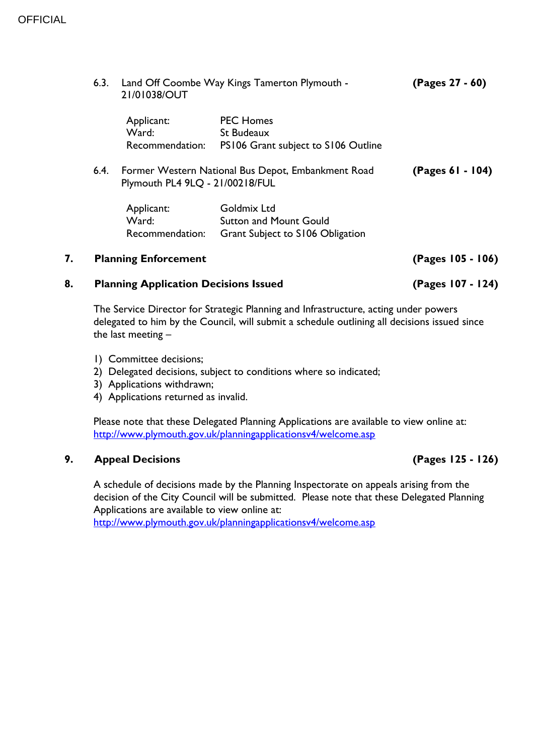6.3. Land Off Coombe Way Kings Tamerton Plymouth - 21/01038/OUT **(Pages 27 - 60)**

| | |
|---|---|
| Applicant: | PEC Homes |
| Ward: | St Budeaux |
| Recommendation: | PS106 Grant subject to S106 Outline |

6.4. Former Western National Bus Depot, Embankment Road Plymouth PL4 9LQ - 21/00218/FUL **(Pages 61 - 104)**

| | |
|---|---|
| Applicant: | Goldmix Ltd |
| Ward: | Sutton and Mount Gould |
| Recommendation: | Grant Subject to S106 Obligation |

## 7. Planning Enforcement **(Pages 105 - 106)**

## 8. Planning Application Decisions Issued **(Pages 107 - 124)**

The Service Director for Strategic Planning and Infrastructure, acting under powers delegated to him by the Council, will submit a schedule outlining all decisions issued since the last meeting –

1) Committee decisions;
2) Delegated decisions, subject to conditions where so indicated;
3) Applications withdrawn;
4) Applications returned as invalid.

Please note that these Delegated Planning Applications are available to view online at: http://www.plymouth.gov.uk/planningapplicationsv4/welcome.asp

## 9. Appeal Decisions **(Pages 125 - 126)**

A schedule of decisions made by the Planning Inspectorate on appeals arising from the decision of the City Council will be submitted. Please note that these Delegated Planning Applications are available to view online at: http://www.plymouth.gov.uk/planningapplicationsv4/welcome.asp